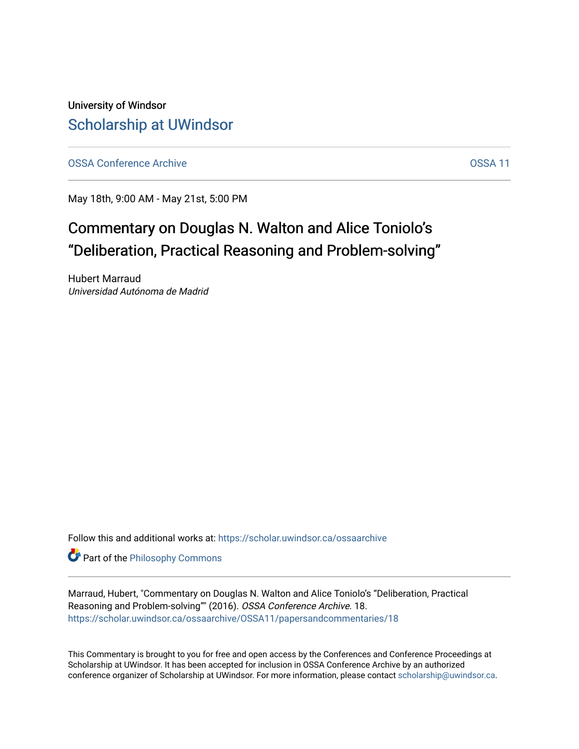University of Windsor

## Scholarship at UWindsor

OSSA Conference Archive — OSSA 11

May 18th, 9:00 AM - May 21st, 5:00 PM

# Commentary on Douglas N. Walton and Alice Toniolo's "Deliberation, Practical Reasoning and Problem-solving"

Hubert Marraud
*Universidad Autónoma de Madrid*

Follow this and additional works at: https://scholar.uwindsor.ca/ossaarchive

Part of the Philosophy Commons

Marraud, Hubert, "Commentary on Douglas N. Walton and Alice Toniolo's "Deliberation, Practical Reasoning and Problem-solving"" (2016). *OSSA Conference Archive*. 18.
https://scholar.uwindsor.ca/ossaarchive/OSSA11/papersandcommentaries/18

This Commentary is brought to you for free and open access by the Conferences and Conference Proceedings at Scholarship at UWindsor. It has been accepted for inclusion in OSSA Conference Archive by an authorized conference organizer of Scholarship at UWindsor. For more information, please contact scholarship@uwindsor.ca.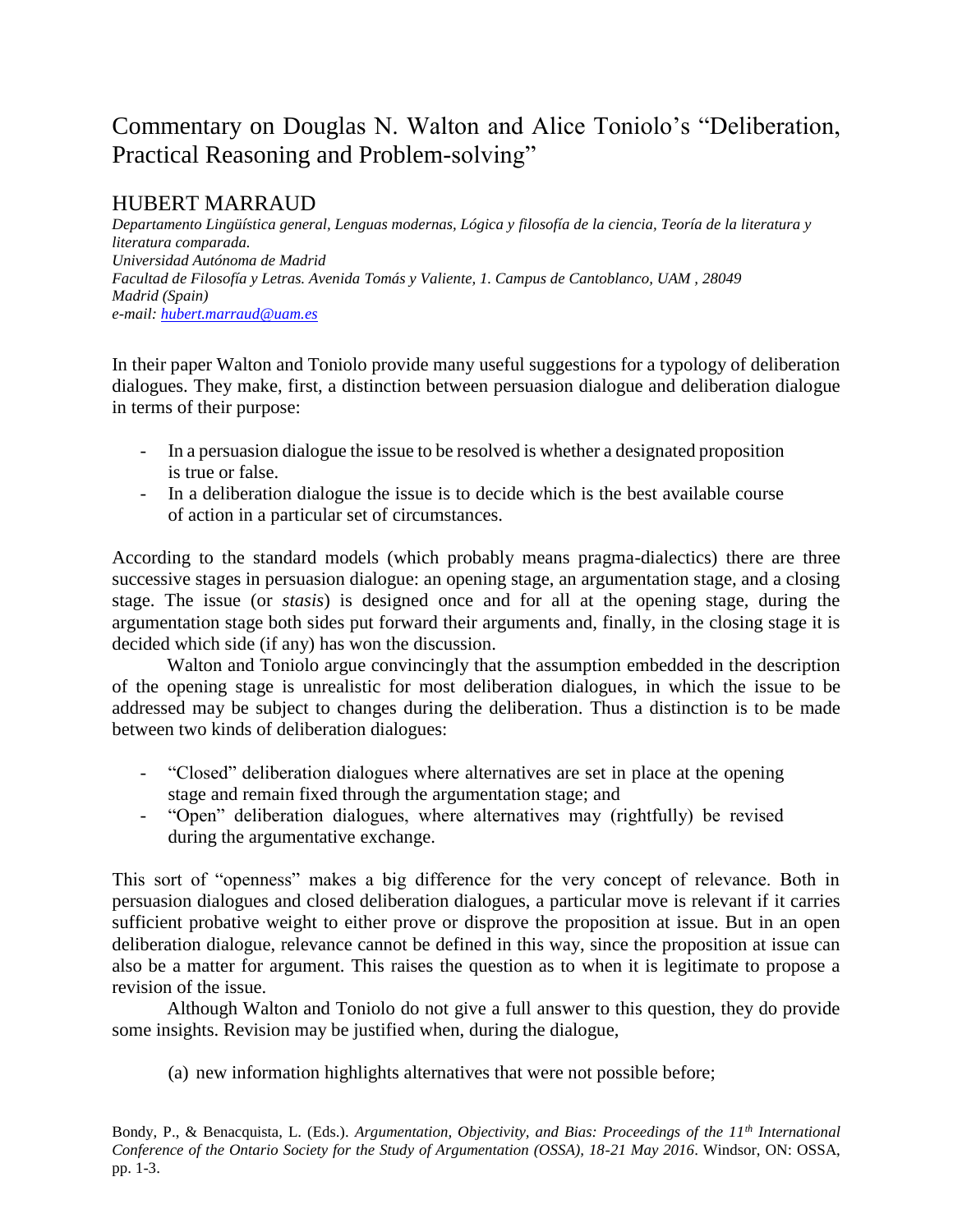# Commentary on Douglas N. Walton and Alice Toniolo's "Deliberation, Practical Reasoning and Problem-solving"

## HUBERT MARRAUD

*Departamento Lingüística general, Lenguas modernas, Lógica y filosofía de la ciencia, Teoría de la literatura y literatura comparada.*
*Universidad Autónoma de Madrid*
*Facultad de Filosofía y Letras. Avenida Tomás y Valiente, 1. Campus de Cantoblanco, UAM , 28049 Madrid (Spain)*
*e-mail: hubert.marraud@uam.es*

In their paper Walton and Toniolo provide many useful suggestions for a typology of deliberation dialogues. They make, first, a distinction between persuasion dialogue and deliberation dialogue in terms of their purpose:

- In a persuasion dialogue the issue to be resolved is whether a designated proposition is true or false.
- In a deliberation dialogue the issue is to decide which is the best available course of action in a particular set of circumstances.

According to the standard models (which probably means pragma-dialectics) there are three successive stages in persuasion dialogue: an opening stage, an argumentation stage, and a closing stage. The issue (or *stasis*) is designed once and for all at the opening stage, during the argumentation stage both sides put forward their arguments and, finally, in the closing stage it is decided which side (if any) has won the discussion.

Walton and Toniolo argue convincingly that the assumption embedded in the description of the opening stage is unrealistic for most deliberation dialogues, in which the issue to be addressed may be subject to changes during the deliberation. Thus a distinction is to be made between two kinds of deliberation dialogues:

- "Closed" deliberation dialogues where alternatives are set in place at the opening stage and remain fixed through the argumentation stage; and
- "Open" deliberation dialogues, where alternatives may (rightfully) be revised during the argumentative exchange.

This sort of "openness" makes a big difference for the very concept of relevance. Both in persuasion dialogues and closed deliberation dialogues, a particular move is relevant if it carries sufficient probative weight to either prove or disprove the proposition at issue. But in an open deliberation dialogue, relevance cannot be defined in this way, since the proposition at issue can also be a matter for argument. This raises the question as to when it is legitimate to propose a revision of the issue.

Although Walton and Toniolo do not give a full answer to this question, they do provide some insights. Revision may be justified when, during the dialogue,

(a) new information highlights alternatives that were not possible before;

Bondy, P., & Benacquista, L. (Eds.). *Argumentation, Objectivity, and Bias: Proceedings of the 11th International Conference of the Ontario Society for the Study of Argumentation (OSSA), 18-21 May 2016*. Windsor, ON: OSSA, pp. 1-3.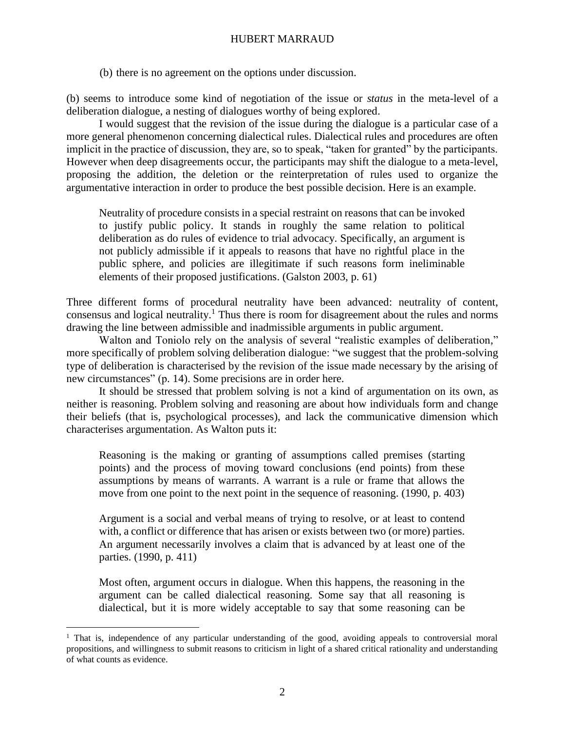(b) there is no agreement on the options under discussion.

(b) seems to introduce some kind of negotiation of the issue or *status* in the meta-level of a deliberation dialogue, a nesting of dialogues worthy of being explored.

I would suggest that the revision of the issue during the dialogue is a particular case of a more general phenomenon concerning dialectical rules. Dialectical rules and procedures are often implicit in the practice of discussion, they are, so to speak, "taken for granted" by the participants. However when deep disagreements occur, the participants may shift the dialogue to a meta-level, proposing the addition, the deletion or the reinterpretation of rules used to organize the argumentative interaction in order to produce the best possible decision. Here is an example.

> Neutrality of procedure consists in a special restraint on reasons that can be invoked to justify public policy. It stands in roughly the same relation to political deliberation as do rules of evidence to trial advocacy. Specifically, an argument is not publicly admissible if it appeals to reasons that have no rightful place in the public sphere, and policies are illegitimate if such reasons form ineliminable elements of their proposed justifications. (Galston 2003, p. 61)

Three different forms of procedural neutrality have been advanced: neutrality of content, consensus and logical neutrality.[1] Thus there is room for disagreement about the rules and norms drawing the line between admissible and inadmissible arguments in public argument.

Walton and Toniolo rely on the analysis of several "realistic examples of deliberation," more specifically of problem solving deliberation dialogue: "we suggest that the problem-solving type of deliberation is characterised by the revision of the issue made necessary by the arising of new circumstances" (p. 14). Some precisions are in order here.

It should be stressed that problem solving is not a kind of argumentation on its own, as neither is reasoning. Problem solving and reasoning are about how individuals form and change their beliefs (that is, psychological processes), and lack the communicative dimension which characterises argumentation. As Walton puts it:

> Reasoning is the making or granting of assumptions called premises (starting points) and the process of moving toward conclusions (end points) from these assumptions by means of warrants. A warrant is a rule or frame that allows the move from one point to the next point in the sequence of reasoning. (1990, p. 403)

> Argument is a social and verbal means of trying to resolve, or at least to contend with, a conflict or difference that has arisen or exists between two (or more) parties. An argument necessarily involves a claim that is advanced by at least one of the parties. (1990, p. 411)

> Most often, argument occurs in dialogue. When this happens, the reasoning in the argument can be called dialectical reasoning. Some say that all reasoning is dialectical, but it is more widely acceptable to say that some reasoning can be

---

[1] That is, independence of any particular understanding of the good, avoiding appeals to controversial moral propositions, and willingness to submit reasons to criticism in light of a shared critical rationality and understanding of what counts as evidence.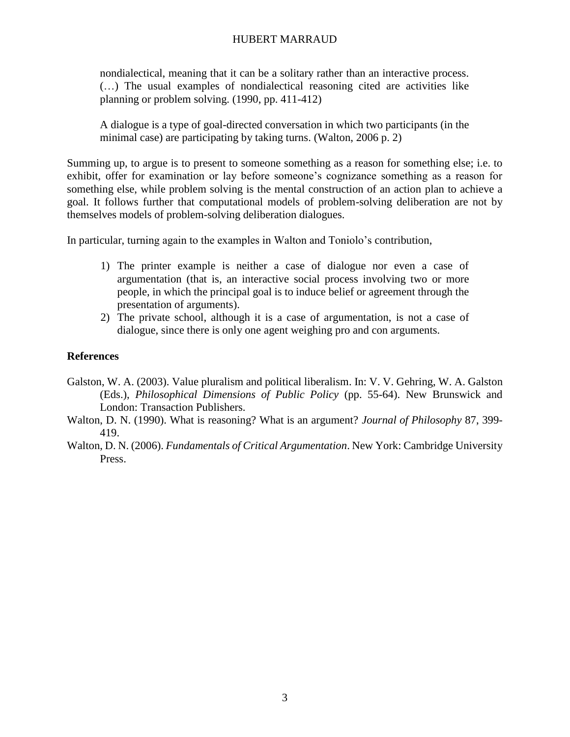> nondialectical, meaning that it can be a solitary rather than an interactive process. (…) The usual examples of nondialectical reasoning cited are activities like planning or problem solving. (1990, pp. 411-412)
>
> A dialogue is a type of goal-directed conversation in which two participants (in the minimal case) are participating by taking turns. (Walton, 2006 p. 2)

Summing up, to argue is to present to someone something as a reason for something else; i.e. to exhibit, offer for examination or lay before someone's cognizance something as a reason for something else, while problem solving is the mental construction of an action plan to achieve a goal. It follows further that computational models of problem-solving deliberation are not by themselves models of problem-solving deliberation dialogues.

In particular, turning again to the examples in Walton and Toniolo's contribution,

1) The printer example is neither a case of dialogue nor even a case of argumentation (that is, an interactive social process involving two or more people, in which the principal goal is to induce belief or agreement through the presentation of arguments).
2) The private school, although it is a case of argumentation, is not a case of dialogue, since there is only one agent weighing pro and con arguments.

## References

Galston, W. A. (2003). Value pluralism and political liberalism. In: V. V. Gehring, W. A. Galston (Eds.), *Philosophical Dimensions of Public Policy* (pp. 55-64). New Brunswick and London: Transaction Publishers.

Walton, D. N. (1990). What is reasoning? What is an argument? *Journal of Philosophy* 87, 399-419.

Walton, D. N. (2006). *Fundamentals of Critical Argumentation*. New York: Cambridge University Press.